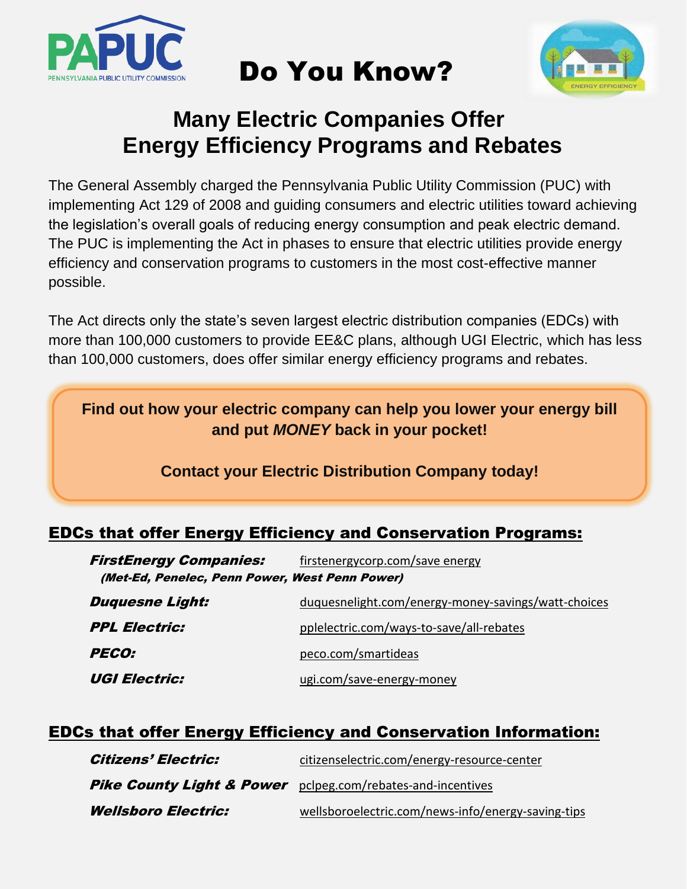# Do You Know?

## Many Electric Companies Offer Energy Efficiency Programs and Rebates

The General Assembly charged the Pennsylvania Public Utility Commission (PUC) with implementing Act 129 of 2008 and guiding consumers and electric utilities toward achieving the legislation's overall goals of reducing energy consumption and peak electric demand. The PUC is implementing the Act in phases to ensure that electric utilities provide energy efficiency and conservation programs to customers in the most cost-effective manner possible.

The Act directs only the state's seven largest electric distribution companies (EDCs) with more than 100,000 customers to provide EE&C plans, although UGI Electric, which has less than 100,000 customers, does offer similar energy efficiency programs and rebates.

**Find out how your electric company can help you lower your energy bill and put *MONEY* back in your pocket!**

**Contact your Electric Distribution Company today!**

### EDCs that offer Energy Efficiency and Conservation Programs:

***FirstEnergy Companies:*** firstenergycorp.com/save energy
***(Met-Ed, Penelec, Penn Power, West Penn Power)***

***Duquesne Light:*** duquesnelight.com/energy-money-savings/watt-choices

***PPL Electric:*** pplelectric.com/ways-to-save/all-rebates

***PECO:*** peco.com/smartideas

***UGI Electric:*** ugi.com/save-energy-money

### EDCs that offer Energy Efficiency and Conservation Information:

***Citizens' Electric:*** citizenselectric.com/energy-resource-center

***Pike County Light & Power*** pclpeg.com/rebates-and-incentives

***Wellsboro Electric:*** wellsboroelectric.com/news-info/energy-saving-tips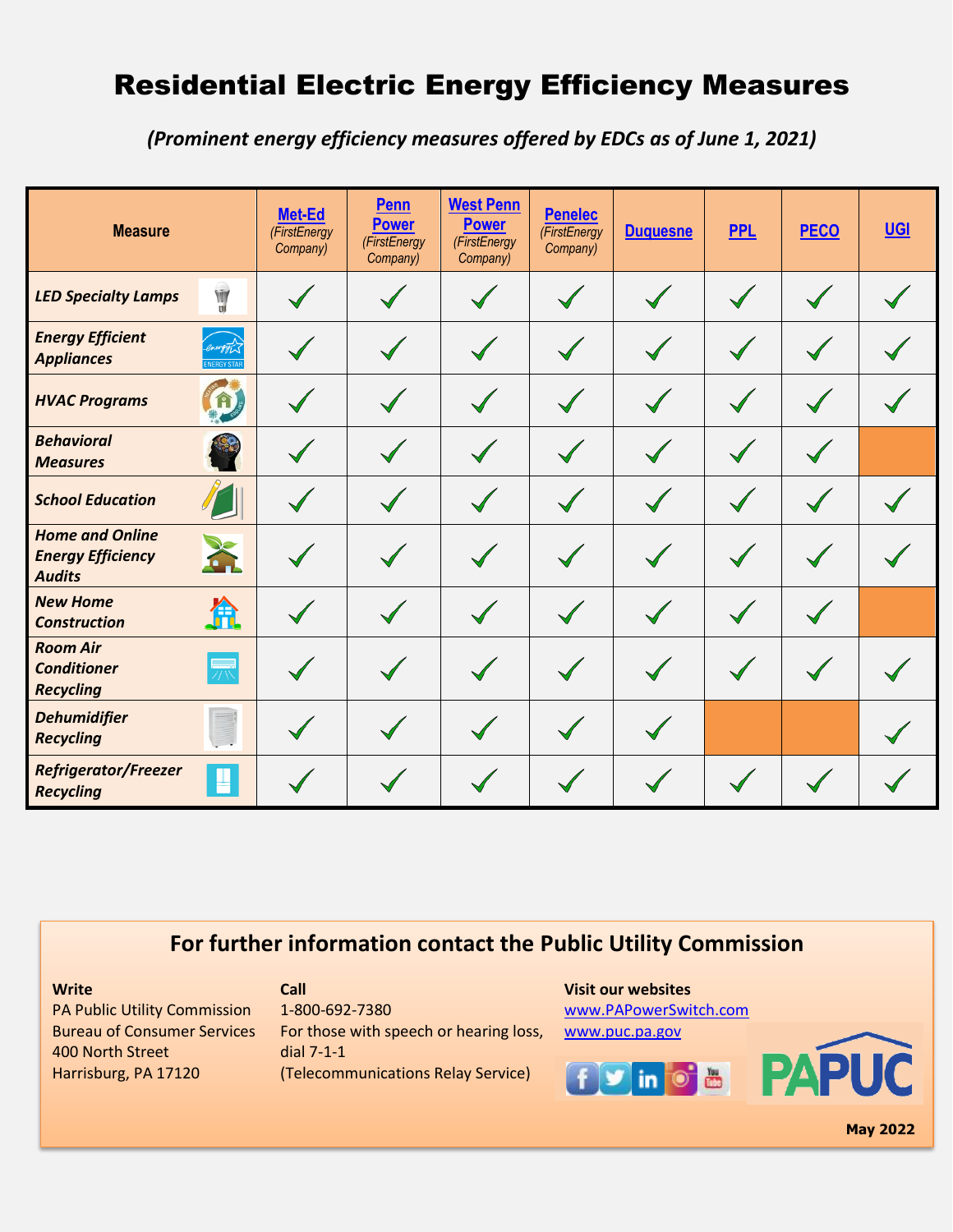# Residential Electric Energy Efficiency Measures

*(Prominent energy efficiency measures offered by EDCs as of June 1, 2021)*

| Measure | Met-Ed *(FirstEnergy Company)* | Penn Power *(FirstEnergy Company)* | West Penn Power *(FirstEnergy Company)* | Penelec *(FirstEnergy Company)* | Duquesne | PPL | PECO | UGI |
|---|---|---|---|---|---|---|---|---|
| ***LED Specialty Lamps*** | ✓ | ✓ | ✓ | ✓ | ✓ | ✓ | ✓ | ✓ |
| ***Energy Efficient Appliances*** | ✓ | ✓ | ✓ | ✓ | ✓ | ✓ | ✓ | ✓ |
| ***HVAC Programs*** | ✓ | ✓ | ✓ | ✓ | ✓ | ✓ | ✓ | ✓ |
| ***Behavioral Measures*** | ✓ | ✓ | ✓ | ✓ | ✓ | ✓ | ✓ | |
| ***School Education*** | ✓ | ✓ | ✓ | ✓ | ✓ | ✓ | ✓ | ✓ |
| ***Home and Online Energy Efficiency Audits*** | ✓ | ✓ | ✓ | ✓ | ✓ | ✓ | ✓ | ✓ |
| ***New Home Construction*** | ✓ | ✓ | ✓ | ✓ | ✓ | ✓ | ✓ | |
| ***Room Air Conditioner Recycling*** | ✓ | ✓ | ✓ | ✓ | ✓ | ✓ | ✓ | ✓ |
| ***Dehumidifier Recycling*** | ✓ | ✓ | ✓ | ✓ | ✓ | | | ✓ |
| ***Refrigerator/Freezer Recycling*** | ✓ | ✓ | ✓ | ✓ | ✓ | ✓ | ✓ | ✓ |

## For further information contact the Public Utility Commission

**Write**
PA Public Utility Commission
Bureau of Consumer Services
400 North Street
Harrisburg, PA 17120

**Call**
1-800-692-7380
For those with speech or hearing loss, dial 7-1-1
(Telecommunications Relay Service)

**Visit our websites**
www.PAPowerSwitch.com
www.puc.pa.gov

PAPUC

**May 2022**